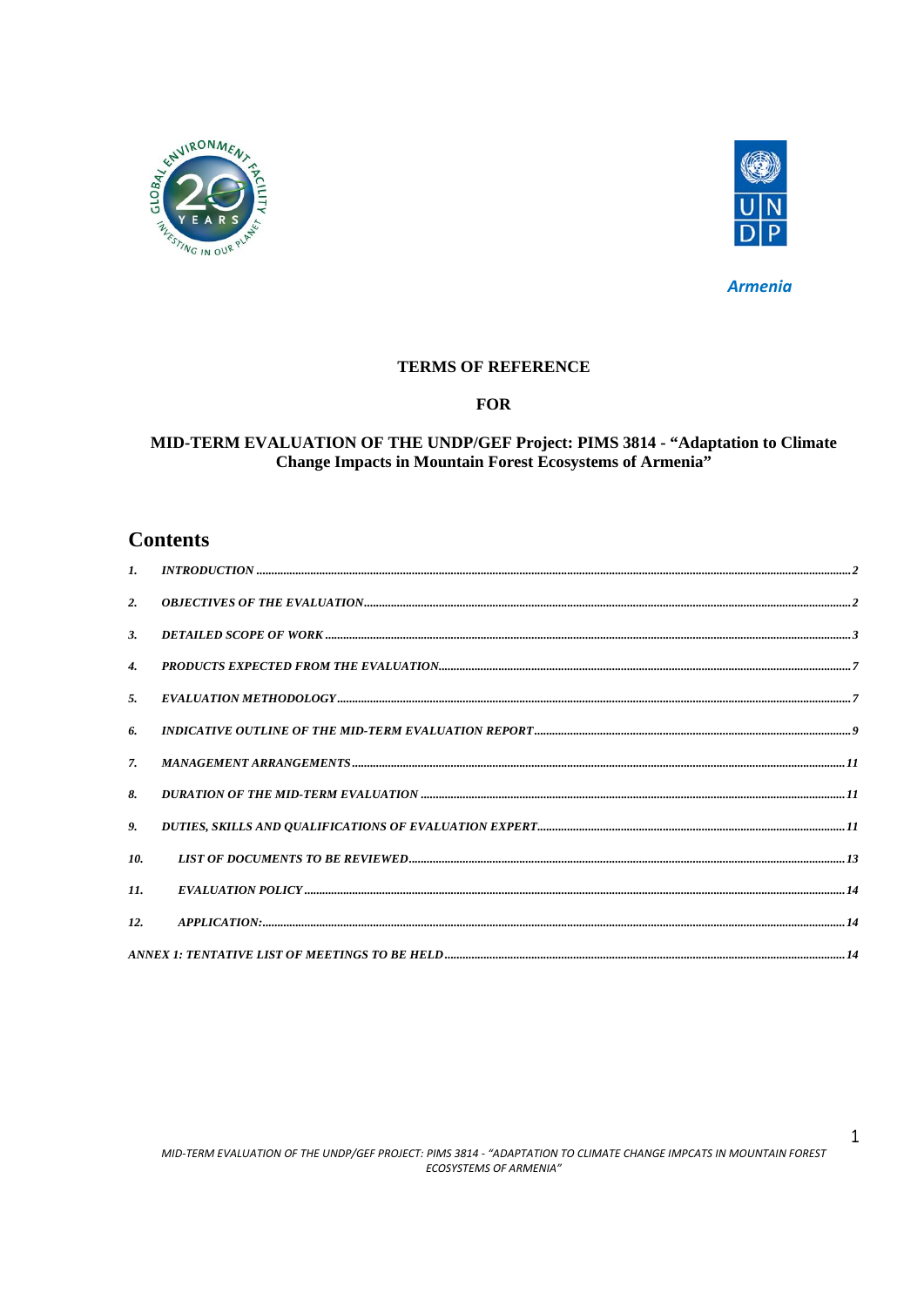Armenia

**TERMS OF REFERENCE**

**FOR**

**MID-TERM EVALUATION OF THE UNDP/GEF Project: PIMS 3814 - "Adaptation to Climate Change Impacts in Mountain Forest Ecosystems of Armenia"**

## Contents

| | | |
|---|---|---|
| *1.* | *INTRODUCTION* | *2* |
| *2.* | *OBJECTIVES OF THE EVALUATION* | *2* |
| *3.* | *DETAILED SCOPE OF WORK* | *3* |
| *4.* | *PRODUCTS EXPECTED FROM THE EVALUATION* | *7* |
| *5.* | *EVALUATION METHODOLOGY* | *7* |
| *6.* | *INDICATIVE OUTLINE OF THE MID-TERM EVALUATION REPORT* | *9* |
| *7.* | *MANAGEMENT ARRANGEMENTS* | *11* |
| *8.* | *DURATION OF THE MID-TERM EVALUATION* | *11* |
| *9.* | *DUTIES, SKILLS AND QUALIFICATIONS OF EVALUATION EXPERT* | *11* |
| *10.* | *LIST OF DOCUMENTS TO BE REVIEWED* | *13* |
| *11.* | *EVALUATION POLICY* | *14* |
| *12.* | *APPLICATION:* | *14* |
| | *ANNEX 1: TENTATIVE LIST OF MEETINGS TO BE HELD* | *14* |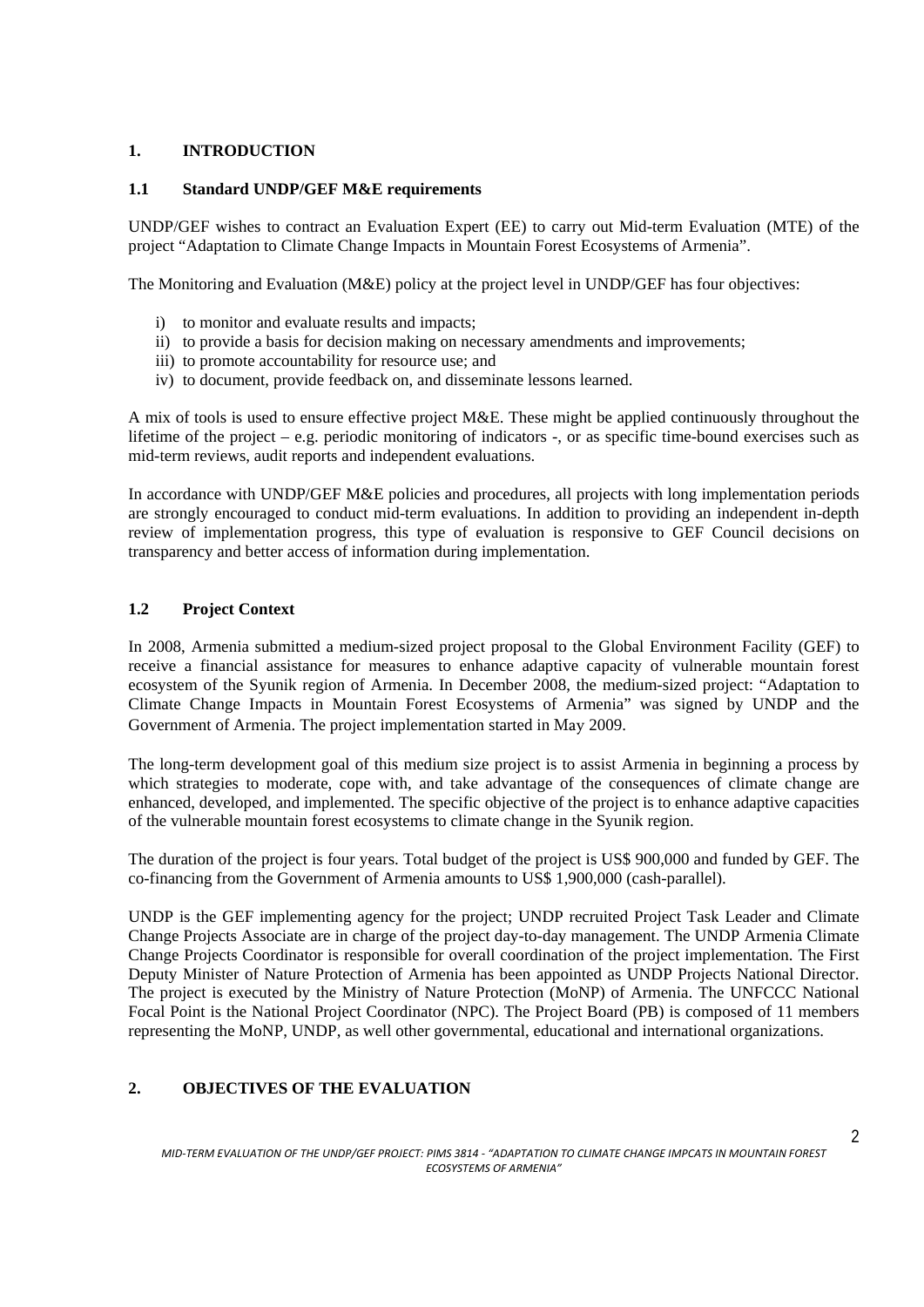# 1. INTRODUCTION

## 1.1 Standard UNDP/GEF M&E requirements

UNDP/GEF wishes to contract an Evaluation Expert (EE) to carry out Mid-term Evaluation (MTE) of the project "Adaptation to Climate Change Impacts in Mountain Forest Ecosystems of Armenia".

The Monitoring and Evaluation (M&E) policy at the project level in UNDP/GEF has four objectives:

i) to monitor and evaluate results and impacts;
ii) to provide a basis for decision making on necessary amendments and improvements;
iii) to promote accountability for resource use; and
iv) to document, provide feedback on, and disseminate lessons learned.

A mix of tools is used to ensure effective project M&E. These might be applied continuously throughout the lifetime of the project – e.g. periodic monitoring of indicators -, or as specific time-bound exercises such as mid-term reviews, audit reports and independent evaluations.

In accordance with UNDP/GEF M&E policies and procedures, all projects with long implementation periods are strongly encouraged to conduct mid-term evaluations. In addition to providing an independent in-depth review of implementation progress, this type of evaluation is responsive to GEF Council decisions on transparency and better access of information during implementation.

## 1.2 Project Context

In 2008, Armenia submitted a medium-sized project proposal to the Global Environment Facility (GEF) to receive a financial assistance for measures to enhance adaptive capacity of vulnerable mountain forest ecosystem of the Syunik region of Armenia. In December 2008, the medium-sized project: "Adaptation to Climate Change Impacts in Mountain Forest Ecosystems of Armenia" was signed by UNDP and the Government of Armenia. The project implementation started in May 2009.

The long-term development goal of this medium size project is to assist Armenia in beginning a process by which strategies to moderate, cope with, and take advantage of the consequences of climate change are enhanced, developed, and implemented. The specific objective of the project is to enhance adaptive capacities of the vulnerable mountain forest ecosystems to climate change in the Syunik region.

The duration of the project is four years. Total budget of the project is US$ 900,000 and funded by GEF. The co-financing from the Government of Armenia amounts to US$ 1,900,000 (cash-parallel).

UNDP is the GEF implementing agency for the project; UNDP recruited Project Task Leader and Climate Change Projects Associate are in charge of the project day-to-day management. The UNDP Armenia Climate Change Projects Coordinator is responsible for overall coordination of the project implementation. The First Deputy Minister of Nature Protection of Armenia has been appointed as UNDP Projects National Director. The project is executed by the Ministry of Nature Protection (MoNP) of Armenia. The UNFCCC National Focal Point is the National Project Coordinator (NPC). The Project Board (PB) is composed of 11 members representing the MoNP, UNDP, as well other governmental, educational and international organizations.

# 2. OBJECTIVES OF THE EVALUATION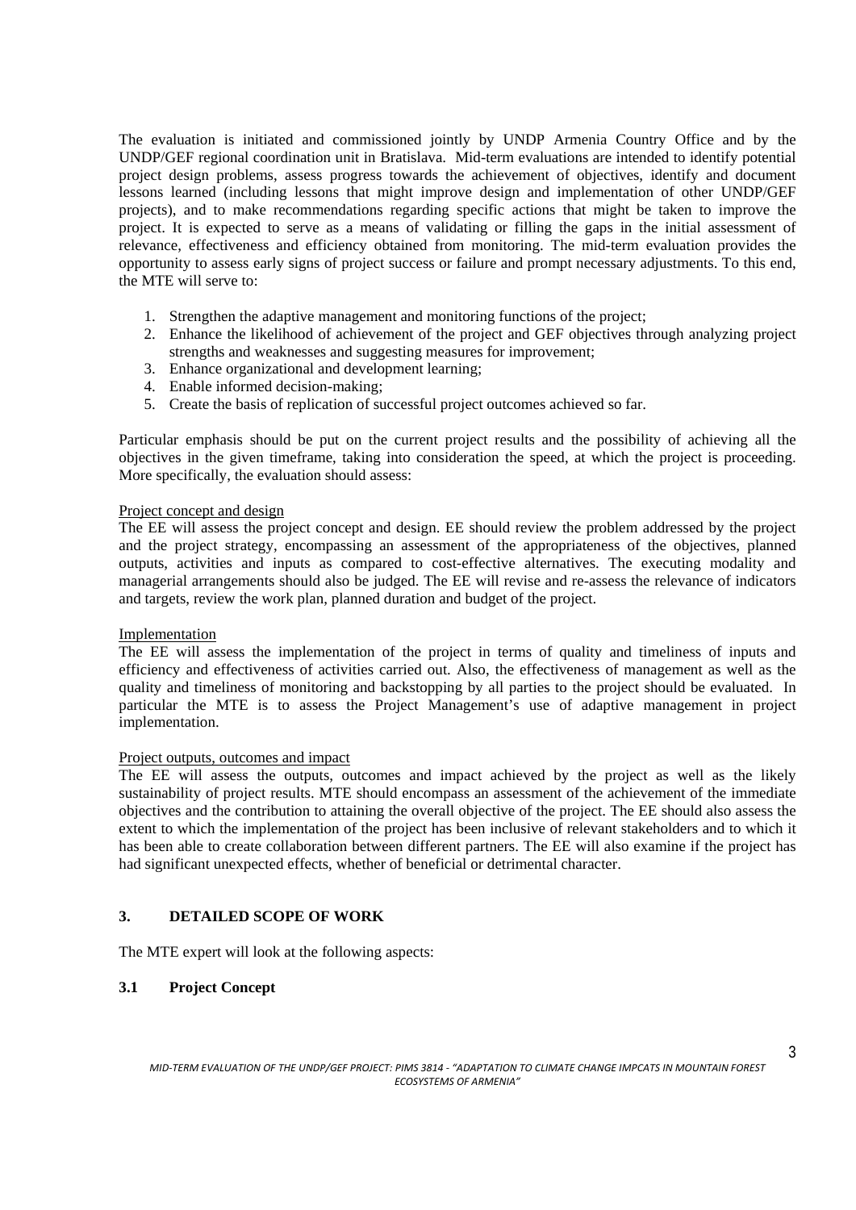The evaluation is initiated and commissioned jointly by UNDP Armenia Country Office and by the UNDP/GEF regional coordination unit in Bratislava. Mid-term evaluations are intended to identify potential project design problems, assess progress towards the achievement of objectives, identify and document lessons learned (including lessons that might improve design and implementation of other UNDP/GEF projects), and to make recommendations regarding specific actions that might be taken to improve the project. It is expected to serve as a means of validating or filling the gaps in the initial assessment of relevance, effectiveness and efficiency obtained from monitoring. The mid-term evaluation provides the opportunity to assess early signs of project success or failure and prompt necessary adjustments. To this end, the MTE will serve to:

1. Strengthen the adaptive management and monitoring functions of the project;
2. Enhance the likelihood of achievement of the project and GEF objectives through analyzing project strengths and weaknesses and suggesting measures for improvement;
3. Enhance organizational and development learning;
4. Enable informed decision-making;
5. Create the basis of replication of successful project outcomes achieved so far.

Particular emphasis should be put on the current project results and the possibility of achieving all the objectives in the given timeframe, taking into consideration the speed, at which the project is proceeding. More specifically, the evaluation should assess:

<u>Project concept and design</u>

The EE will assess the project concept and design. EE should review the problem addressed by the project and the project strategy, encompassing an assessment of the appropriateness of the objectives, planned outputs, activities and inputs as compared to cost-effective alternatives. The executing modality and managerial arrangements should also be judged. The EE will revise and re-assess the relevance of indicators and targets, review the work plan, planned duration and budget of the project.

<u>Implementation</u>

The EE will assess the implementation of the project in terms of quality and timeliness of inputs and efficiency and effectiveness of activities carried out. Also, the effectiveness of management as well as the quality and timeliness of monitoring and backstopping by all parties to the project should be evaluated. In particular the MTE is to assess the Project Management's use of adaptive management in project implementation.

<u>Project outputs, outcomes and impact</u>

The EE will assess the outputs, outcomes and impact achieved by the project as well as the likely sustainability of project results. MTE should encompass an assessment of the achievement of the immediate objectives and the contribution to attaining the overall objective of the project. The EE should also assess the extent to which the implementation of the project has been inclusive of relevant stakeholders and to which it has been able to create collaboration between different partners. The EE will also examine if the project has had significant unexpected effects, whether of beneficial or detrimental character.

## 3. DETAILED SCOPE OF WORK

The MTE expert will look at the following aspects:

### 3.1 Project Concept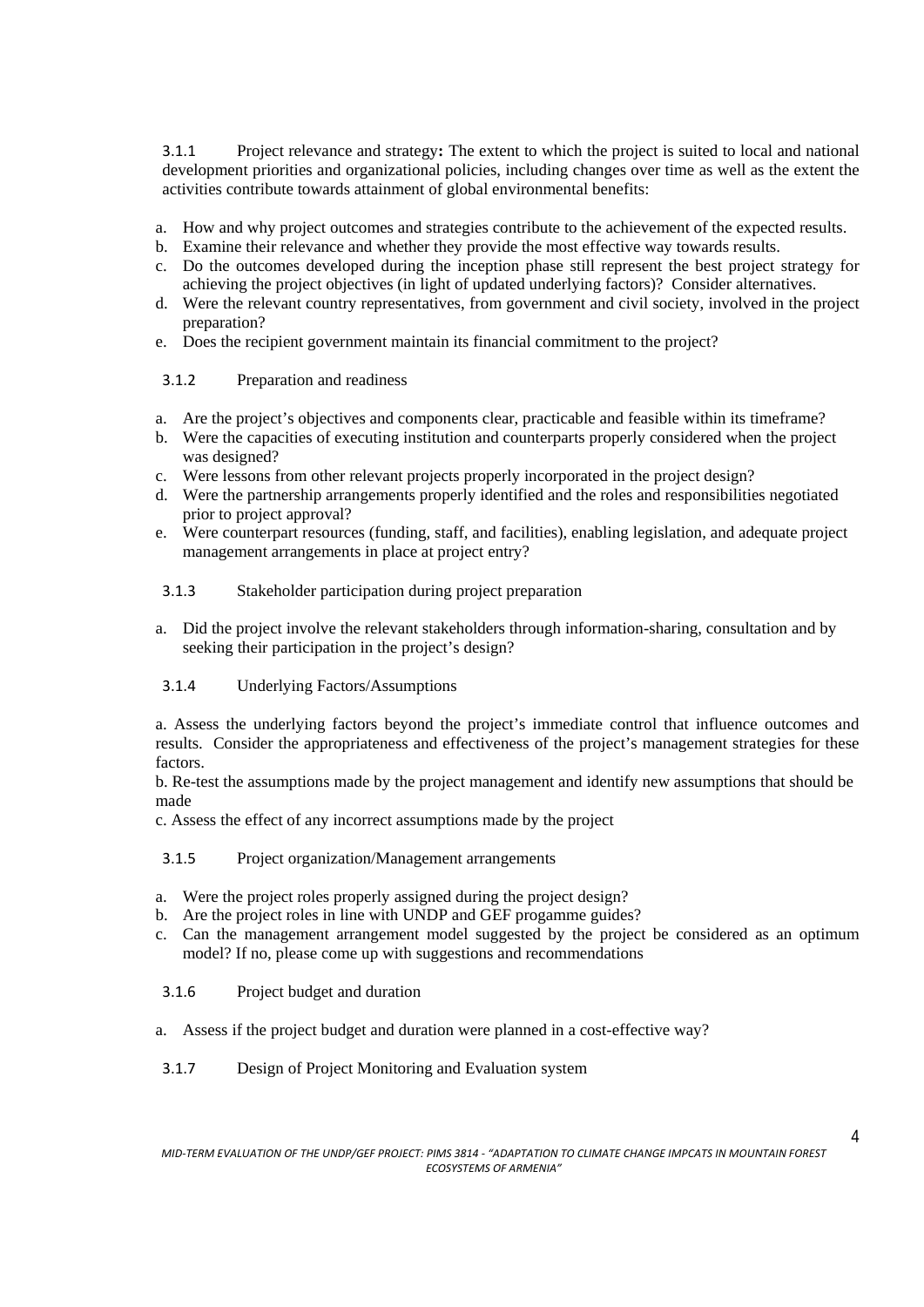### 3.1.1 Project relevance and strategy**:** The extent to which the project is suited to local and national development priorities and organizational policies, including changes over time as well as the extent the activities contribute towards attainment of global environmental benefits:

a. How and why project outcomes and strategies contribute to the achievement of the expected results.
b. Examine their relevance and whether they provide the most effective way towards results.
c. Do the outcomes developed during the inception phase still represent the best project strategy for achieving the project objectives (in light of updated underlying factors)? Consider alternatives.
d. Were the relevant country representatives, from government and civil society, involved in the project preparation?
e. Does the recipient government maintain its financial commitment to the project?

### 3.1.2 Preparation and readiness

a. Are the project's objectives and components clear, practicable and feasible within its timeframe?
b. Were the capacities of executing institution and counterparts properly considered when the project was designed?
c. Were lessons from other relevant projects properly incorporated in the project design?
d. Were the partnership arrangements properly identified and the roles and responsibilities negotiated prior to project approval?
e. Were counterpart resources (funding, staff, and facilities), enabling legislation, and adequate project management arrangements in place at project entry?

### 3.1.3 Stakeholder participation during project preparation

a. Did the project involve the relevant stakeholders through information-sharing, consultation and by seeking their participation in the project's design?

### 3.1.4 Underlying Factors/Assumptions

a. Assess the underlying factors beyond the project's immediate control that influence outcomes and results. Consider the appropriateness and effectiveness of the project's management strategies for these factors.

b. Re-test the assumptions made by the project management and identify new assumptions that should be made

c. Assess the effect of any incorrect assumptions made by the project

### 3.1.5 Project organization/Management arrangements

a. Were the project roles properly assigned during the project design?
b. Are the project roles in line with UNDP and GEF progamme guides?
c. Can the management arrangement model suggested by the project be considered as an optimum model? If no, please come up with suggestions and recommendations

### 3.1.6 Project budget and duration

a. Assess if the project budget and duration were planned in a cost-effective way?

### 3.1.7 Design of Project Monitoring and Evaluation system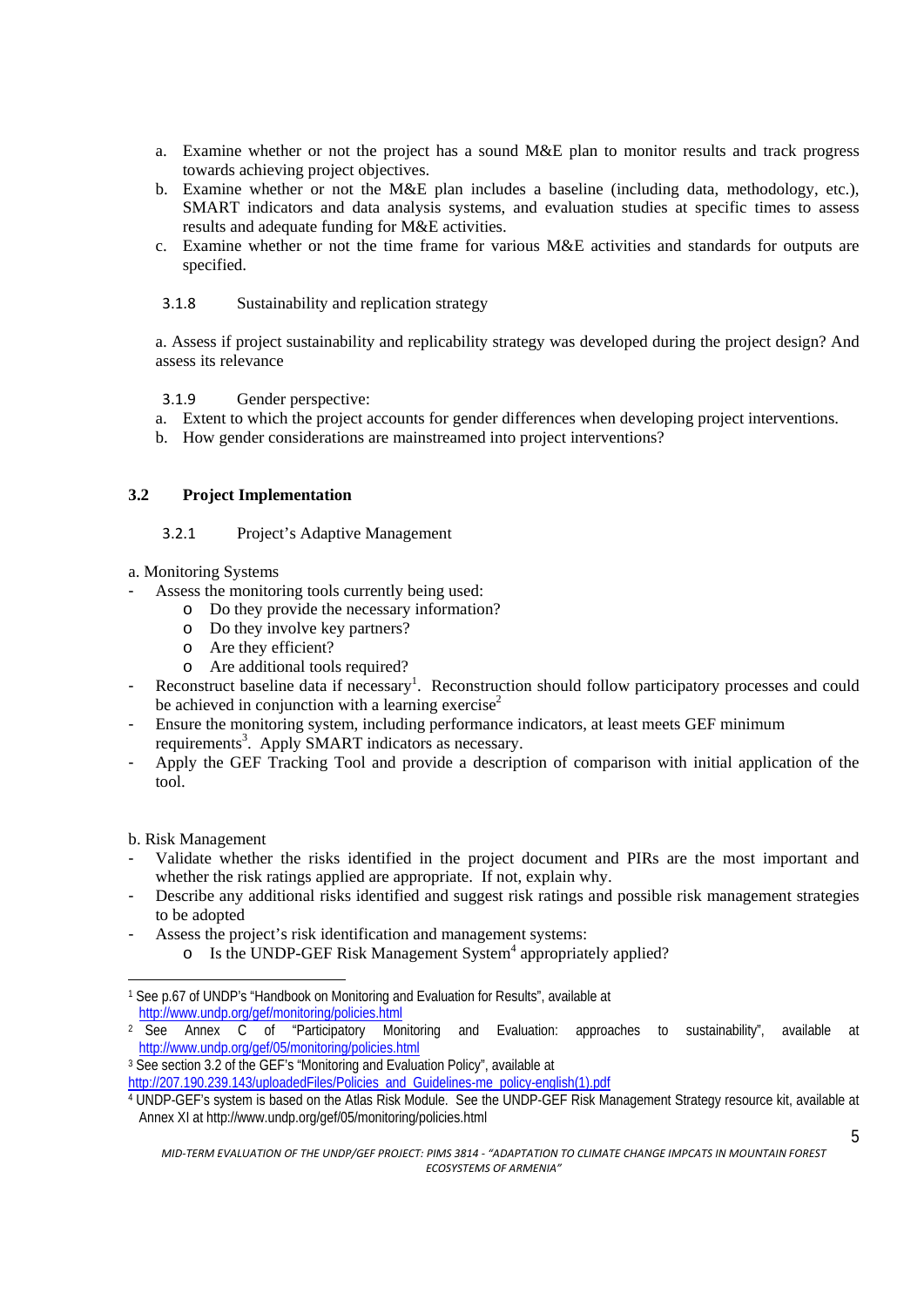a. Examine whether or not the project has a sound M&E plan to monitor results and track progress towards achieving project objectives.
b. Examine whether or not the M&E plan includes a baseline (including data, methodology, etc.), SMART indicators and data analysis systems, and evaluation studies at specific times to assess results and adequate funding for M&E activities.
c. Examine whether or not the time frame for various M&E activities and standards for outputs are specified.

#### 3.1.8 Sustainability and replication strategy

a. Assess if project sustainability and replicability strategy was developed during the project design? And assess its relevance

#### 3.1.9 Gender perspective:

a. Extent to which the project accounts for gender differences when developing project interventions.
b. How gender considerations are mainstreamed into project interventions?

### 3.2 Project Implementation

#### 3.2.1 Project's Adaptive Management

a. Monitoring Systems

- Assess the monitoring tools currently being used:
    - Do they provide the necessary information?
    - Do they involve key partners?
    - Are they efficient?
    - Are additional tools required?
- Reconstruct baseline data if necessary[1]. Reconstruction should follow participatory processes and could be achieved in conjunction with a learning exercise[2]
- Ensure the monitoring system, including performance indicators, at least meets GEF minimum requirements[3]. Apply SMART indicators as necessary.
- Apply the GEF Tracking Tool and provide a description of comparison with initial application of the tool.

b. Risk Management

- Validate whether the risks identified in the project document and PIRs are the most important and whether the risk ratings applied are appropriate. If not, explain why.
- Describe any additional risks identified and suggest risk ratings and possible risk management strategies to be adopted
- Assess the project's risk identification and management systems:
    - Is the UNDP-GEF Risk Management System[4] appropriately applied?

---

[1] See p.67 of UNDP's "Handbook on Monitoring and Evaluation for Results", available at http://www.undp.org/gef/monitoring/policies.html

[2] See Annex C of "Participatory Monitoring and Evaluation: approaches to sustainability", available at http://www.undp.org/gef/05/monitoring/policies.html

[3] See section 3.2 of the GEF's "Monitoring and Evaluation Policy", available at http://207.190.239.143/uploadedFiles/Policies_and_Guidelines-me_policy-english(1).pdf

[4] UNDP-GEF's system is based on the Atlas Risk Module. See the UNDP-GEF Risk Management Strategy resource kit, available at Annex XI at http://www.undp.org/gef/05/monitoring/policies.html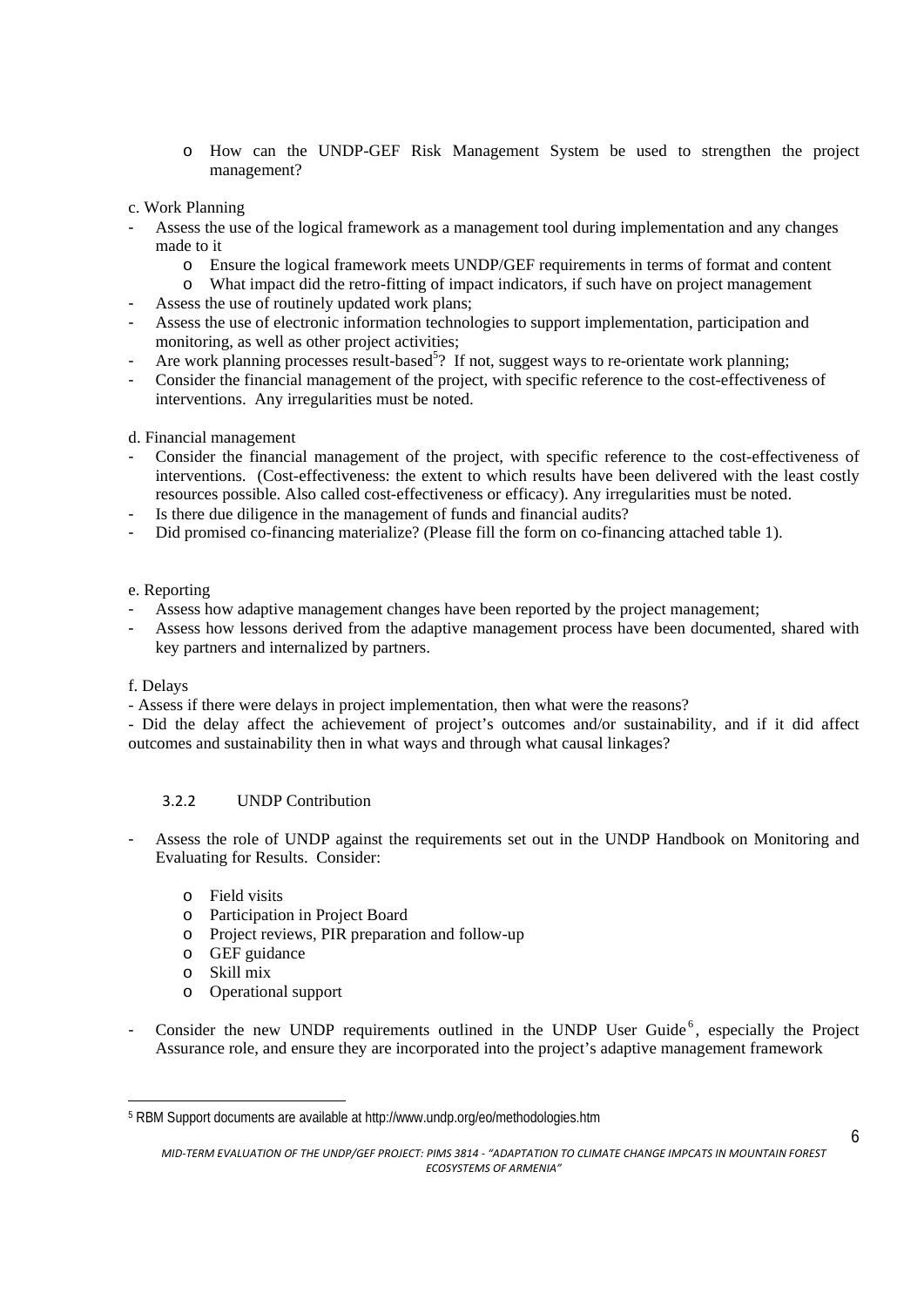- How can the UNDP-GEF Risk Management System be used to strengthen the project management?

c. Work Planning

- Assess the use of the logical framework as a management tool during implementation and any changes made to it
  - Ensure the logical framework meets UNDP/GEF requirements in terms of format and content
  - What impact did the retro-fitting of impact indicators, if such have on project management
- Assess the use of routinely updated work plans;
- Assess the use of electronic information technologies to support implementation, participation and monitoring, as well as other project activities;
- Are work planning processes result-based[5]? If not, suggest ways to re-orientate work planning;
- Consider the financial management of the project, with specific reference to the cost-effectiveness of interventions. Any irregularities must be noted.

d. Financial management

- Consider the financial management of the project, with specific reference to the cost-effectiveness of interventions. (Cost-effectiveness: the extent to which results have been delivered with the least costly resources possible. Also called cost-effectiveness or efficacy). Any irregularities must be noted.
- Is there due diligence in the management of funds and financial audits?
- Did promised co-financing materialize? (Please fill the form on co-financing attached table 1).

e. Reporting

- Assess how adaptive management changes have been reported by the project management;
- Assess how lessons derived from the adaptive management process have been documented, shared with key partners and internalized by partners.

f. Delays

- Assess if there were delays in project implementation, then what were the reasons?
- Did the delay affect the achievement of project's outcomes and/or sustainability, and if it did affect outcomes and sustainability then in what ways and through what causal linkages?

### 3.2.2 UNDP Contribution

- Assess the role of UNDP against the requirements set out in the UNDP Handbook on Monitoring and Evaluating for Results. Consider:
  - Field visits
  - Participation in Project Board
  - Project reviews, PIR preparation and follow-up
  - GEF guidance
  - Skill mix
  - Operational support
- Consider the new UNDP requirements outlined in the UNDP User Guide[6], especially the Project Assurance role, and ensure they are incorporated into the project's adaptive management framework

[5] RBM Support documents are available at http://www.undp.org/eo/methodologies.htm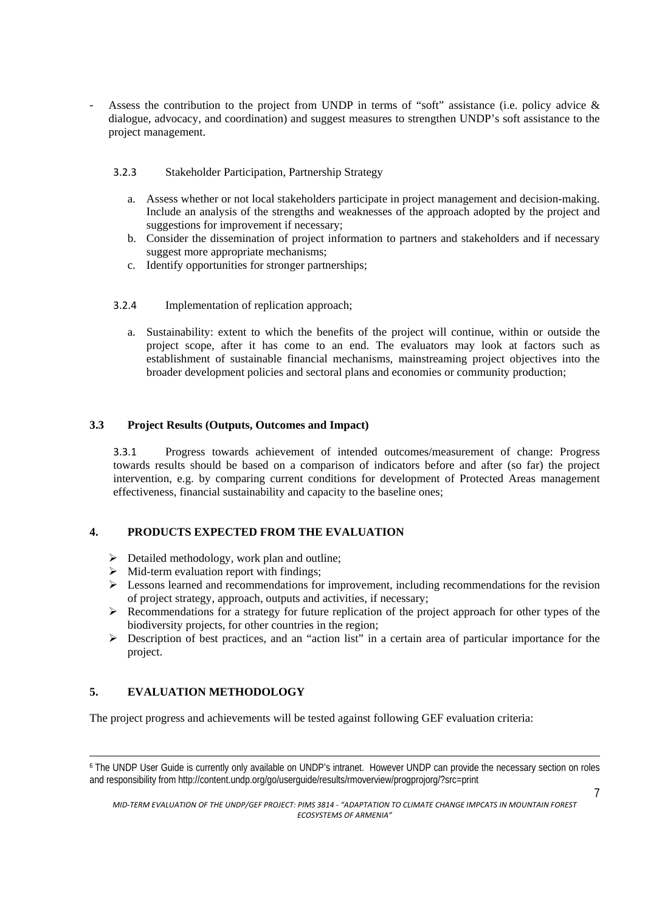- Assess the contribution to the project from UNDP in terms of "soft" assistance (i.e. policy advice & dialogue, advocacy, and coordination) and suggest measures to strengthen UNDP's soft assistance to the project management.

#### 3.2.3 Stakeholder Participation, Partnership Strategy

a. Assess whether or not local stakeholders participate in project management and decision-making. Include an analysis of the strengths and weaknesses of the approach adopted by the project and suggestions for improvement if necessary;
b. Consider the dissemination of project information to partners and stakeholders and if necessary suggest more appropriate mechanisms;
c. Identify opportunities for stronger partnerships;

#### 3.2.4 Implementation of replication approach;

a. Sustainability: extent to which the benefits of the project will continue, within or outside the project scope, after it has come to an end. The evaluators may look at factors such as establishment of sustainable financial mechanisms, mainstreaming project objectives into the broader development policies and sectoral plans and economies or community production;

### 3.3 Project Results (Outputs, Outcomes and Impact)

3.3.1 Progress towards achievement of intended outcomes/measurement of change: Progress towards results should be based on a comparison of indicators before and after (so far) the project intervention, e.g. by comparing current conditions for development of Protected Areas management effectiveness, financial sustainability and capacity to the baseline ones;

## 4. PRODUCTS EXPECTED FROM THE EVALUATION

- Detailed methodology, work plan and outline;
- Mid-term evaluation report with findings;
- Lessons learned and recommendations for improvement, including recommendations for the revision of project strategy, approach, outputs and activities, if necessary;
- Recommendations for a strategy for future replication of the project approach for other types of the biodiversity projects, for other countries in the region;
- Description of best practices, and an "action list" in a certain area of particular importance for the project.

## 5. EVALUATION METHODOLOGY

The project progress and achievements will be tested against following GEF evaluation criteria:

---

[6] The UNDP User Guide is currently only available on UNDP's intranet. However UNDP can provide the necessary section on roles and responsibility from http://content.undp.org/go/userguide/results/rmoverview/progprojorg/?src=print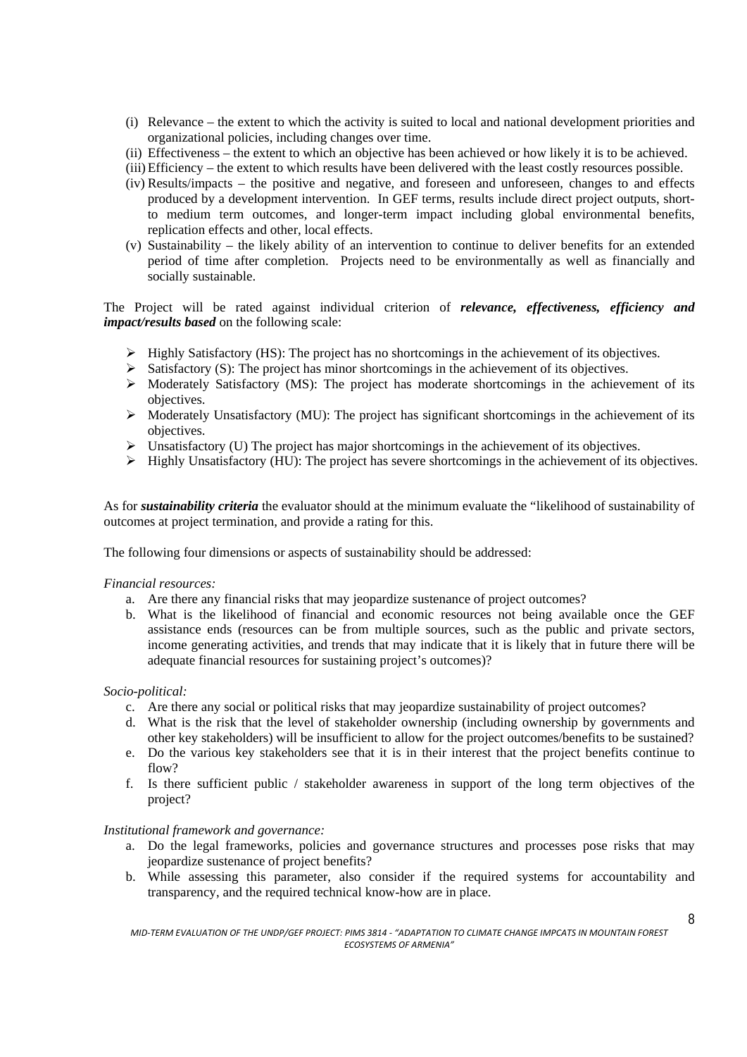(i) Relevance – the extent to which the activity is suited to local and national development priorities and organizational policies, including changes over time.
(ii) Effectiveness – the extent to which an objective has been achieved or how likely it is to be achieved.
(iii) Efficiency – the extent to which results have been delivered with the least costly resources possible.
(iv) Results/impacts – the positive and negative, and foreseen and unforeseen, changes to and effects produced by a development intervention. In GEF terms, results include direct project outputs, short- to medium term outcomes, and longer-term impact including global environmental benefits, replication effects and other, local effects.
(v) Sustainability – the likely ability of an intervention to continue to deliver benefits for an extended period of time after completion. Projects need to be environmentally as well as financially and socially sustainable.

The Project will be rated against individual criterion of ***relevance, effectiveness, efficiency and impact/results based*** on the following scale:

- Highly Satisfactory (HS): The project has no shortcomings in the achievement of its objectives.
- Satisfactory (S): The project has minor shortcomings in the achievement of its objectives.
- Moderately Satisfactory (MS): The project has moderate shortcomings in the achievement of its objectives.
- Moderately Unsatisfactory (MU): The project has significant shortcomings in the achievement of its objectives.
- Unsatisfactory (U) The project has major shortcomings in the achievement of its objectives.
- Highly Unsatisfactory (HU): The project has severe shortcomings in the achievement of its objectives.

As for ***sustainability criteria*** the evaluator should at the minimum evaluate the "likelihood of sustainability of outcomes at project termination, and provide a rating for this.

The following four dimensions or aspects of sustainability should be addressed:

*Financial resources:*

a. Are there any financial risks that may jeopardize sustenance of project outcomes?
b. What is the likelihood of financial and economic resources not being available once the GEF assistance ends (resources can be from multiple sources, such as the public and private sectors, income generating activities, and trends that may indicate that it is likely that in future there will be adequate financial resources for sustaining project's outcomes)?

*Socio-political:*

c. Are there any social or political risks that may jeopardize sustainability of project outcomes?
d. What is the risk that the level of stakeholder ownership (including ownership by governments and other key stakeholders) will be insufficient to allow for the project outcomes/benefits to be sustained?
e. Do the various key stakeholders see that it is in their interest that the project benefits continue to flow?
f. Is there sufficient public / stakeholder awareness in support of the long term objectives of the project?

*Institutional framework and governance:*

a. Do the legal frameworks, policies and governance structures and processes pose risks that may jeopardize sustenance of project benefits?
b. While assessing this parameter, also consider if the required systems for accountability and transparency, and the required technical know-how are in place.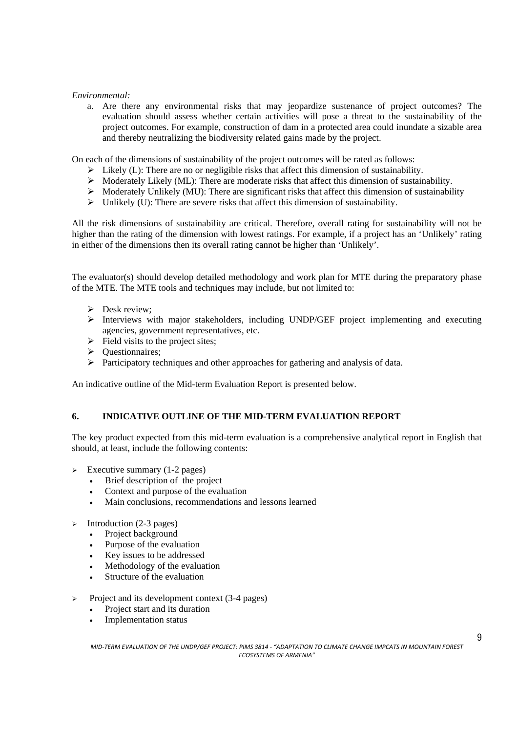*Environmental:*

a. Are there any environmental risks that may jeopardize sustenance of project outcomes? The evaluation should assess whether certain activities will pose a threat to the sustainability of the project outcomes. For example, construction of dam in a protected area could inundate a sizable area and thereby neutralizing the biodiversity related gains made by the project.

On each of the dimensions of sustainability of the project outcomes will be rated as follows:

- Likely (L): There are no or negligible risks that affect this dimension of sustainability.
- Moderately Likely (ML): There are moderate risks that affect this dimension of sustainability.
- Moderately Unlikely (MU): There are significant risks that affect this dimension of sustainability
- Unlikely (U): There are severe risks that affect this dimension of sustainability.

All the risk dimensions of sustainability are critical. Therefore, overall rating for sustainability will not be higher than the rating of the dimension with lowest ratings. For example, if a project has an 'Unlikely' rating in either of the dimensions then its overall rating cannot be higher than 'Unlikely'.

The evaluator(s) should develop detailed methodology and work plan for MTE during the preparatory phase of the MTE. The MTE tools and techniques may include, but not limited to:

- Desk review;
- Interviews with major stakeholders, including UNDP/GEF project implementing and executing agencies, government representatives, etc.
- Field visits to the project sites;
- Questionnaires;
- Participatory techniques and other approaches for gathering and analysis of data.

An indicative outline of the Mid-term Evaluation Report is presented below.

## 6. INDICATIVE OUTLINE OF THE MID-TERM EVALUATION REPORT

The key product expected from this mid-term evaluation is a comprehensive analytical report in English that should, at least, include the following contents:

- Executive summary (1-2 pages)
  - Brief description of the project
  - Context and purpose of the evaluation
  - Main conclusions, recommendations and lessons learned
- Introduction (2-3 pages)
  - Project background
  - Purpose of the evaluation
  - Key issues to be addressed
  - Methodology of the evaluation
  - Structure of the evaluation
- Project and its development context (3-4 pages)
  - Project start and its duration
  - Implementation status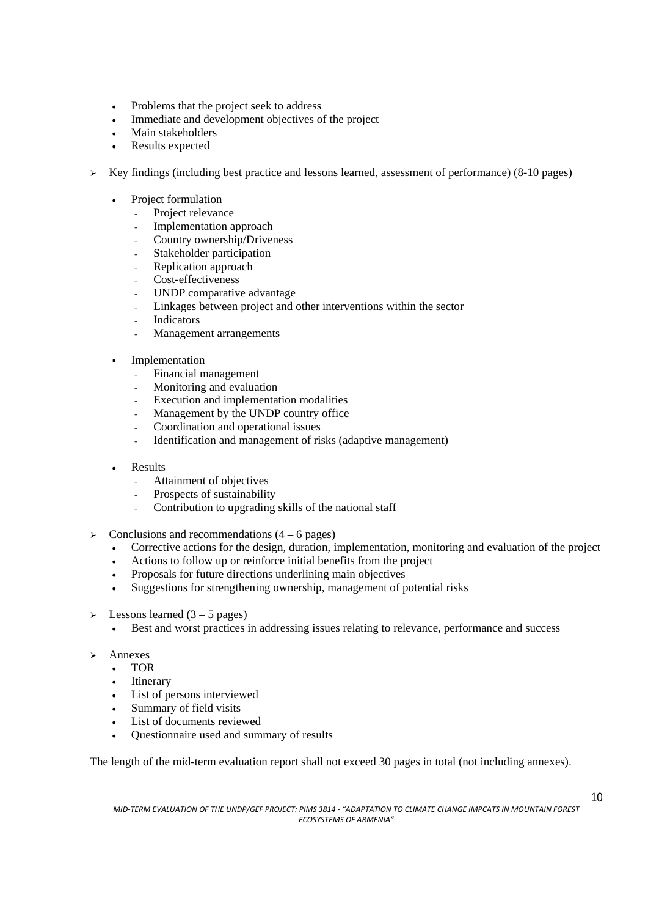- Problems that the project seek to address
- Immediate and development objectives of the project
- Main stakeholders
- Results expected

- Key findings (including best practice and lessons learned, assessment of performance) (8-10 pages)

  - Project formulation
    - Project relevance
    - Implementation approach
    - Country ownership/Driveness
    - Stakeholder participation
    - Replication approach
    - Cost-effectiveness
    - UNDP comparative advantage
    - Linkages between project and other interventions within the sector
    - Indicators
    - Management arrangements

  - Implementation
    - Financial management
    - Monitoring and evaluation
    - Execution and implementation modalities
    - Management by the UNDP country office
    - Coordination and operational issues
    - Identification and management of risks (adaptive management)

  - Results
    - Attainment of objectives
    - Prospects of sustainability
    - Contribution to upgrading skills of the national staff

- Conclusions and recommendations (4 – 6 pages)
  - Corrective actions for the design, duration, implementation, monitoring and evaluation of the project
  - Actions to follow up or reinforce initial benefits from the project
  - Proposals for future directions underlining main objectives
  - Suggestions for strengthening ownership, management of potential risks

- Lessons learned (3 – 5 pages)
  - Best and worst practices in addressing issues relating to relevance, performance and success

- Annexes
  - TOR
  - Itinerary
  - List of persons interviewed
  - Summary of field visits
  - List of documents reviewed
  - Questionnaire used and summary of results

The length of the mid-term evaluation report shall not exceed 30 pages in total (not including annexes).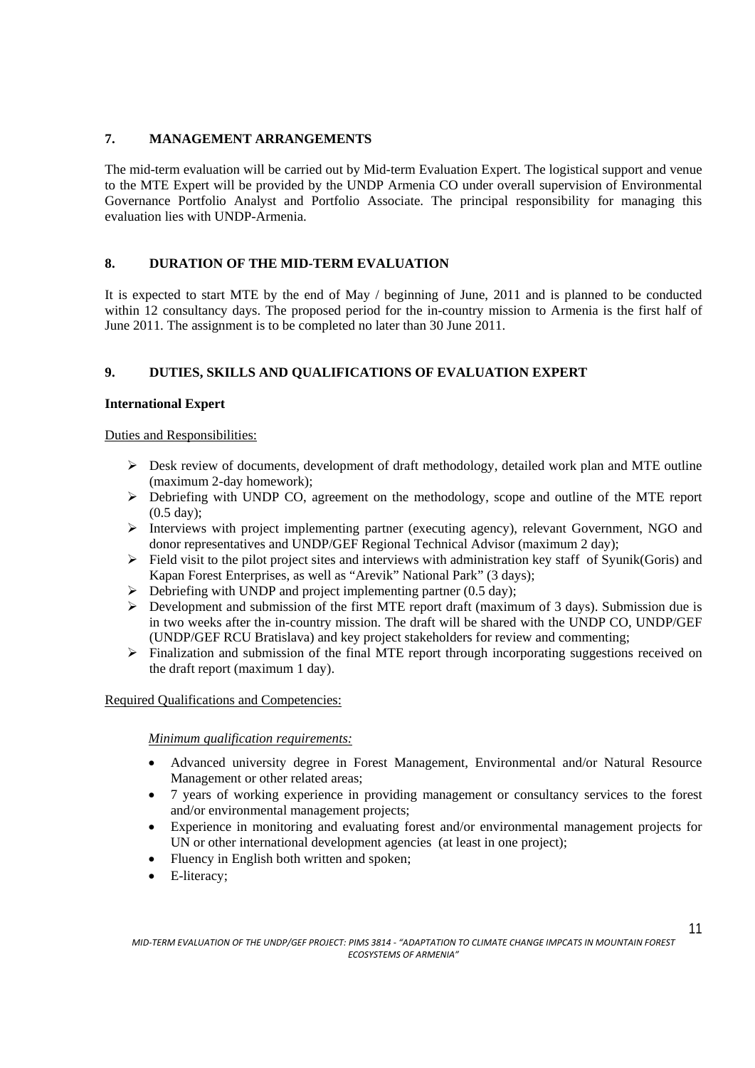## 7. MANAGEMENT ARRANGEMENTS

The mid-term evaluation will be carried out by Mid-term Evaluation Expert. The logistical support and venue to the MTE Expert will be provided by the UNDP Armenia CO under overall supervision of Environmental Governance Portfolio Analyst and Portfolio Associate. The principal responsibility for managing this evaluation lies with UNDP-Armenia.

## 8. DURATION OF THE MID-TERM EVALUATION

It is expected to start MTE by the end of May / beginning of June, 2011 and is planned to be conducted within 12 consultancy days. The proposed period for the in-country mission to Armenia is the first half of June 2011. The assignment is to be completed no later than 30 June 2011.

## 9. DUTIES, SKILLS AND QUALIFICATIONS OF EVALUATION EXPERT

**International Expert**

Duties and Responsibilities:

- Desk review of documents, development of draft methodology, detailed work plan and MTE outline (maximum 2-day homework);
- Debriefing with UNDP CO, agreement on the methodology, scope and outline of the MTE report (0.5 day);
- Interviews with project implementing partner (executing agency), relevant Government, NGO and donor representatives and UNDP/GEF Regional Technical Advisor (maximum 2 day);
- Field visit to the pilot project sites and interviews with administration key staff of Syunik(Goris) and Kapan Forest Enterprises, as well as "Arevik" National Park" (3 days);
- Debriefing with UNDP and project implementing partner (0.5 day);
- Development and submission of the first MTE report draft (maximum of 3 days). Submission due is in two weeks after the in-country mission. The draft will be shared with the UNDP CO, UNDP/GEF (UNDP/GEF RCU Bratislava) and key project stakeholders for review and commenting;
- Finalization and submission of the final MTE report through incorporating suggestions received on the draft report (maximum 1 day).

Required Qualifications and Competencies:

*Minimum qualification requirements:*

- Advanced university degree in Forest Management, Environmental and/or Natural Resource Management or other related areas;
- 7 years of working experience in providing management or consultancy services to the forest and/or environmental management projects;
- Experience in monitoring and evaluating forest and/or environmental management projects for UN or other international development agencies (at least in one project);
- Fluency in English both written and spoken;
- E-literacy;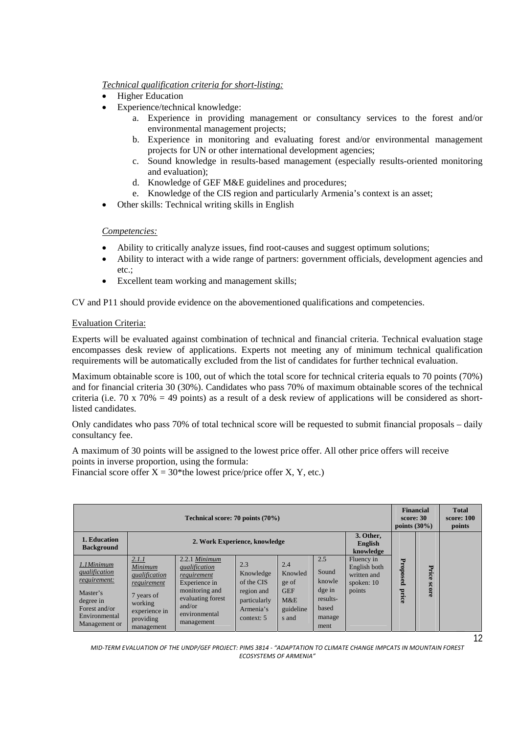*Technical qualification criteria for short-listing:*

- Higher Education
- Experience/technical knowledge:
  a. Experience in providing management or consultancy services to the forest and/or environmental management projects;
  b. Experience in monitoring and evaluating forest and/or environmental management projects for UN or other international development agencies;
  c. Sound knowledge in results-based management (especially results-oriented monitoring and evaluation);
  d. Knowledge of GEF M&E guidelines and procedures;
  e. Knowledge of the CIS region and particularly Armenia's context is an asset;
- Other skills: Technical writing skills in English

*Competencies:*

- Ability to critically analyze issues, find root-causes and suggest optimum solutions;
- Ability to interact with a wide range of partners: government officials, development agencies and etc.;
- Excellent team working and management skills;

CV and P11 should provide evidence on the abovementioned qualifications and competencies.

Evaluation Criteria:

Experts will be evaluated against combination of technical and financial criteria. Technical evaluation stage encompasses desk review of applications. Experts not meeting any of minimum technical qualification requirements will be automatically excluded from the list of candidates for further technical evaluation.

Maximum obtainable score is 100, out of which the total score for technical criteria equals to 70 points (70%) and for financial criteria 30 (30%). Candidates who pass 70% of maximum obtainable scores of the technical criteria (i.e. 70 x 70% = 49 points) as a result of a desk review of applications will be considered as short-listed candidates.

Only candidates who pass 70% of total technical score will be requested to submit financial proposals – daily consultancy fee.

A maximum of 30 points will be assigned to the lowest price offer. All other price offers will receive points in inverse proportion, using the formula:
Financial score offer X = 30*the lowest price/price offer X, Y, etc.)

| Technical score: 70 points (70%) | | | | | | | Financial score: 30 points (30%) | | Total score: 100 points |
|---|---|---|---|---|---|---|---|---|---|
| **1. Education Background** | **2. Work Experience, knowledge** | | | | | **3. Other, English knowledge** | | | |
| *1.1Minimum qualification requirement:* Master's degree in Forest and/or Environmental Management or | *2.1.1 Minimum qualification requirement* 7 years of working experience in providing management | 2.2.1 *Minimum qualification requirement* Experience in monitoring and evaluating forest and/or environmental management | 2.3 Knowledge of the CIS region and particularly Armenia's context: 5 | 2.4 Knowledge of GEF M&E guidelines and | 2.5 Sound knowledge in results-based management | Fluency in English both written and spoken: 10 points | Proposed price | Price score | |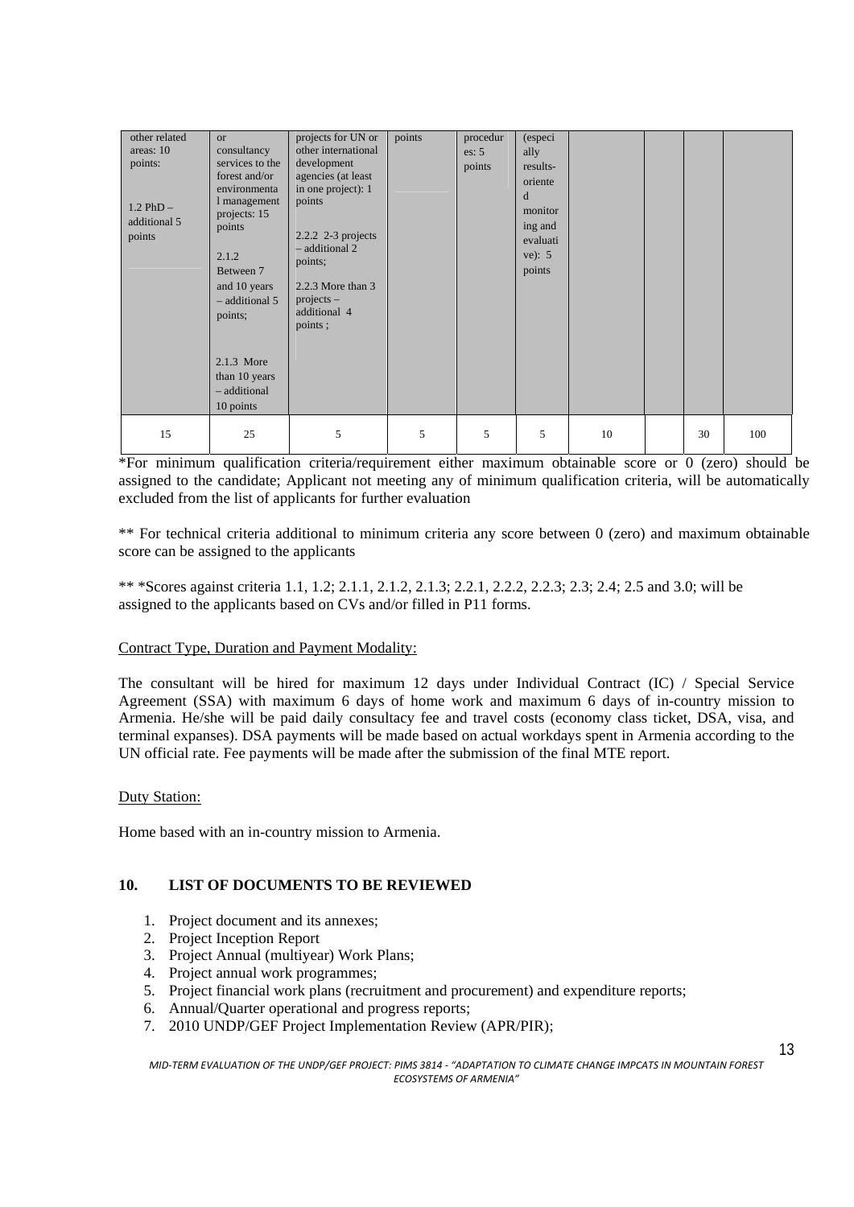| | | | | | | | | | |
|---|---|---|---|---|---|---|---|---|---|
| other related areas: 10 points:<br><br>1.2 PhD – additional 5 points | or consultancy services to the forest and/or environmental management projects: 15 points<br><br>2.1.2 Between 7 and 10 years – additional 5 points;<br><br>2.1.3 More than 10 years – additional 10 points | projects for UN or other international development agencies (at least in one project): 1 points<br><br>2.2.2 2-3 projects – additional 2 points;<br><br>2.2.3 More than 3 projects – additional 4 points ; | points | procedures: 5 points | (especially results-oriented monitoring and evaluative): 5 points | | | | |
| 15 | 25 | 5 | 5 | 5 | 5 | 10 | | 30 | 100 |

*For minimum qualification criteria/requirement either maximum obtainable score or 0 (zero) should be assigned to the candidate; Applicant not meeting any of minimum qualification criteria, will be automatically excluded from the list of applicants for further evaluation

** For technical criteria additional to minimum criteria any score between 0 (zero) and maximum obtainable score can be assigned to the applicants

** *Scores against criteria 1.1, 1.2; 2.1.1, 2.1.2, 2.1.3; 2.2.1, 2.2.2, 2.2.3; 2.3; 2.4; 2.5 and 3.0; will be assigned to the applicants based on CVs and/or filled in P11 forms.

Contract Type, Duration and Payment Modality:

The consultant will be hired for maximum 12 days under Individual Contract (IC) / Special Service Agreement (SSA) with maximum 6 days of home work and maximum 6 days of in-country mission to Armenia. He/she will be paid daily consultacy fee and travel costs (economy class ticket, DSA, visa, and terminal expanses). DSA payments will be made based on actual workdays spent in Armenia according to the UN official rate. Fee payments will be made after the submission of the final MTE report.

Duty Station:

Home based with an in-country mission to Armenia.

## 10. LIST OF DOCUMENTS TO BE REVIEWED

1. Project document and its annexes;
2. Project Inception Report
3. Project Annual (multiyear) Work Plans;
4. Project annual work programmes;
5. Project financial work plans (recruitment and procurement) and expenditure reports;
6. Annual/Quarter operational and progress reports;
7. 2010 UNDP/GEF Project Implementation Review (APR/PIR);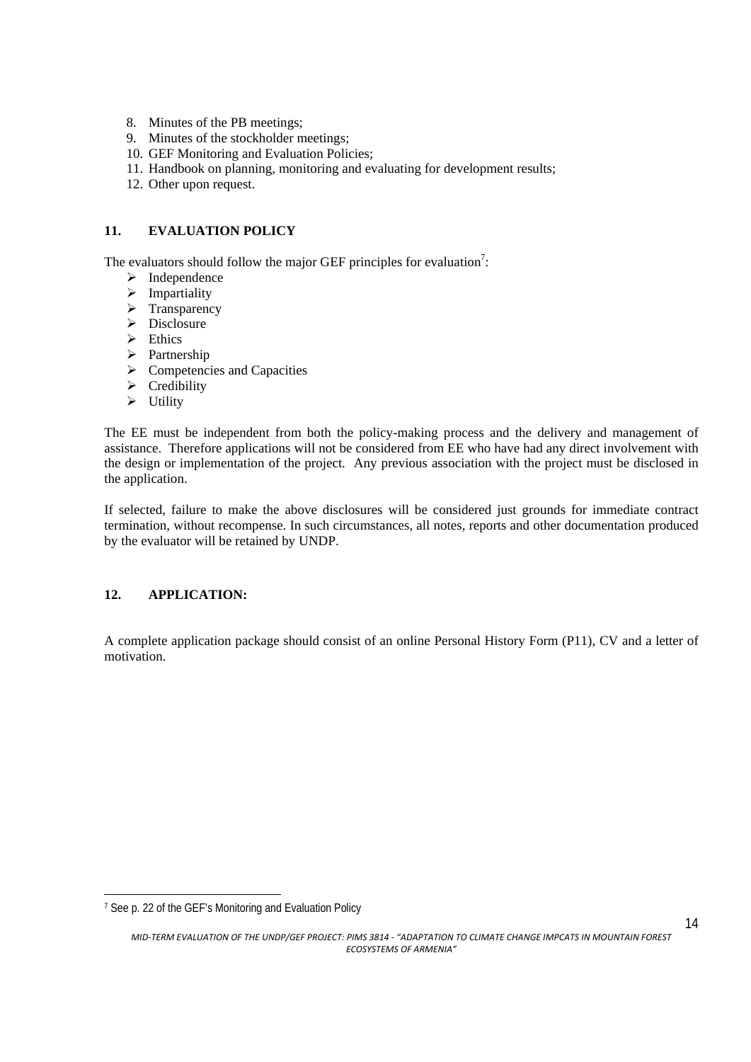8. Minutes of the PB meetings;
9. Minutes of the stockholder meetings;
10. GEF Monitoring and Evaluation Policies;
11. Handbook on planning, monitoring and evaluating for development results;
12. Other upon request.

## 11. EVALUATION POLICY

The evaluators should follow the major GEF principles for evaluation[7]:

- Independence
- Impartiality
- Transparency
- Disclosure
- Ethics
- Partnership
- Competencies and Capacities
- Credibility
- Utility

The EE must be independent from both the policy-making process and the delivery and management of assistance. Therefore applications will not be considered from EE who have had any direct involvement with the design or implementation of the project. Any previous association with the project must be disclosed in the application.

If selected, failure to make the above disclosures will be considered just grounds for immediate contract termination, without recompense. In such circumstances, all notes, reports and other documentation produced by the evaluator will be retained by UNDP.

## 12. APPLICATION:

A complete application package should consist of an online Personal History Form (P11), CV and a letter of motivation.

[7] See p. 22 of the GEF's Monitoring and Evaluation Policy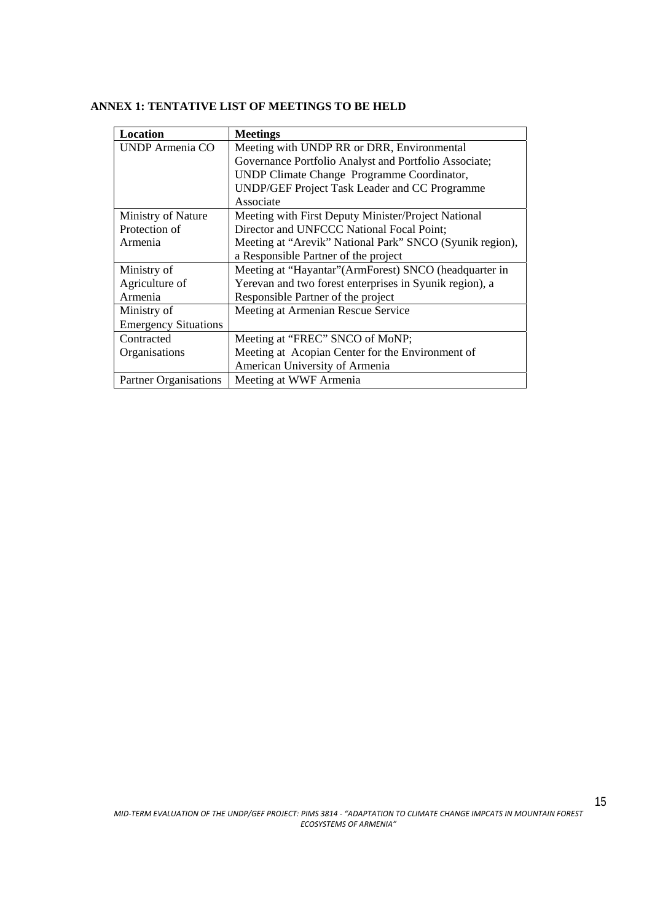**ANNEX 1: TENTATIVE LIST OF MEETINGS TO BE HELD**

| Location | Meetings |
|---|---|
| UNDP Armenia CO | Meeting with UNDP RR or DRR, Environmental Governance Portfolio Analyst and Portfolio Associate; UNDP Climate Change Programme Coordinator, UNDP/GEF Project Task Leader and CC Programme Associate |
| Ministry of Nature Protection of Armenia | Meeting with First Deputy Minister/Project National Director and UNFCCC National Focal Point; Meeting at "Arevik" National Park" SNCO (Syunik region), a Responsible Partner of the project |
| Ministry of Agriculture of Armenia | Meeting at "Hayantar"(ArmForest) SNCO (headquarter in Yerevan and two forest enterprises in Syunik region), a Responsible Partner of the project |
| Ministry of Emergency Situations | Meeting at Armenian Rescue Service |
| Contracted Organisations | Meeting at "FREC" SNCO of MoNP; Meeting at Acopian Center for the Environment of American University of Armenia |
| Partner Organisations | Meeting at WWF Armenia |